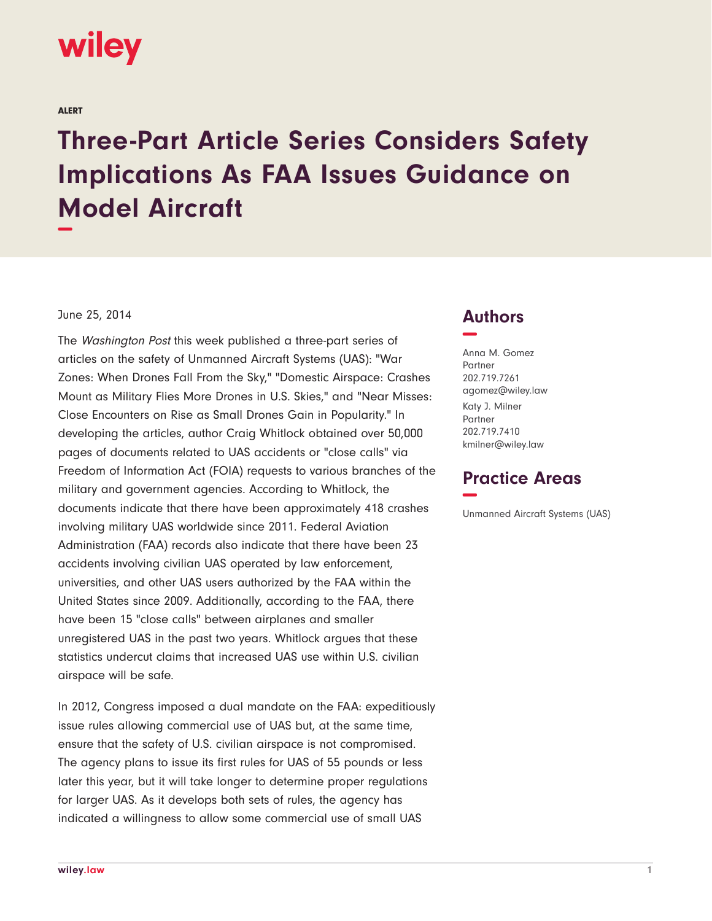wiley

ALERT

# Three-Part Article Series Considers Safety Implications As FAA Issues Guidance on Model Aircraft

June 25, 2014

The *Washington Post* this week published a three-part series of articles on the safety of Unmanned Aircraft Systems (UAS): "War Zones: When Drones Fall From the Sky," "Domestic Airspace: Crashes Mount as Military Flies More Drones in U.S. Skies," and "Near Misses: Close Encounters on Rise as Small Drones Gain in Popularity." In developing the articles, author Craig Whitlock obtained over 50,000 pages of documents related to UAS accidents or "close calls" via Freedom of Information Act (FOIA) requests to various branches of the military and government agencies. According to Whitlock, the documents indicate that there have been approximately 418 crashes involving military UAS worldwide since 2011. Federal Aviation Administration (FAA) records also indicate that there have been 23 accidents involving civilian UAS operated by law enforcement, universities, and other UAS users authorized by the FAA within the United States since 2009. Additionally, according to the FAA, there have been 15 "close calls" between airplanes and smaller unregistered UAS in the past two years. Whitlock argues that these statistics undercut claims that increased UAS use within U.S. civilian airspace will be safe.

In 2012, Congress imposed a dual mandate on the FAA: expeditiously issue rules allowing commercial use of UAS but, at the same time, ensure that the safety of U.S. civilian airspace is not compromised. The agency plans to issue its first rules for UAS of 55 pounds or less later this year, but it will take longer to determine proper regulations for larger UAS. As it develops both sets of rules, the agency has indicated a willingness to allow some commercial use of small UAS

## Authors

Anna M. Gomez
Partner
202.719.7261
agomez@wiley.law

Katy J. Milner
Partner
202.719.7410
kmilner@wiley.law

## Practice Areas

Unmanned Aircraft Systems (UAS)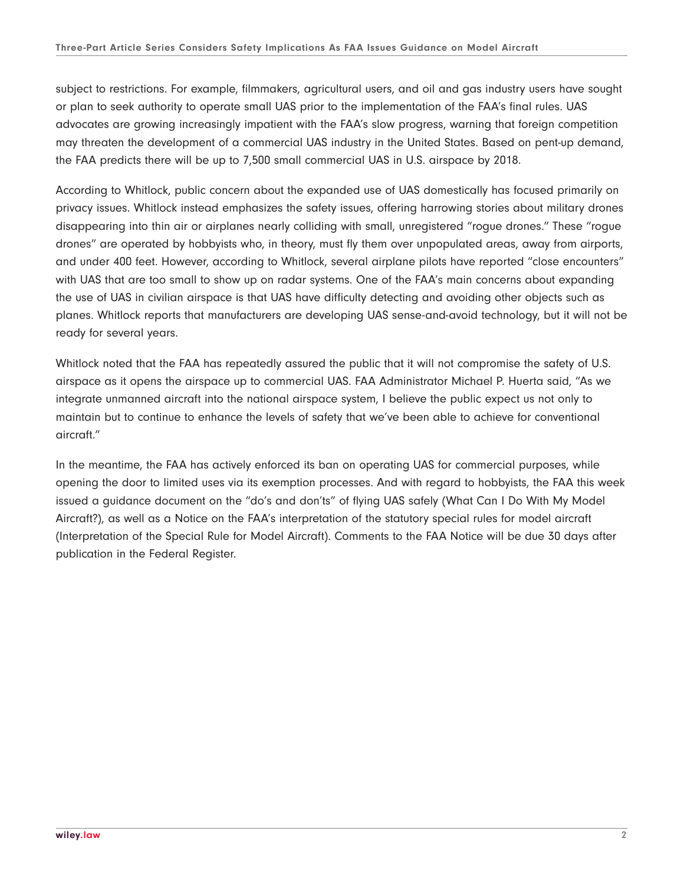subject to restrictions. For example, filmmakers, agricultural users, and oil and gas industry users have sought or plan to seek authority to operate small UAS prior to the implementation of the FAA's final rules. UAS advocates are growing increasingly impatient with the FAA's slow progress, warning that foreign competition may threaten the development of a commercial UAS industry in the United States. Based on pent-up demand, the FAA predicts there will be up to 7,500 small commercial UAS in U.S. airspace by 2018.

According to Whitlock, public concern about the expanded use of UAS domestically has focused primarily on privacy issues. Whitlock instead emphasizes the safety issues, offering harrowing stories about military drones disappearing into thin air or airplanes nearly colliding with small, unregistered "rogue drones." These "rogue drones" are operated by hobbyists who, in theory, must fly them over unpopulated areas, away from airports, and under 400 feet. However, according to Whitlock, several airplane pilots have reported "close encounters" with UAS that are too small to show up on radar systems. One of the FAA's main concerns about expanding the use of UAS in civilian airspace is that UAS have difficulty detecting and avoiding other objects such as planes. Whitlock reports that manufacturers are developing UAS sense-and-avoid technology, but it will not be ready for several years.

Whitlock noted that the FAA has repeatedly assured the public that it will not compromise the safety of U.S. airspace as it opens the airspace up to commercial UAS. FAA Administrator Michael P. Huerta said, "As we integrate unmanned aircraft into the national airspace system, I believe the public expect us not only to maintain but to continue to enhance the levels of safety that we've been able to achieve for conventional aircraft."

In the meantime, the FAA has actively enforced its ban on operating UAS for commercial purposes, while opening the door to limited uses via its exemption processes. And with regard to hobbyists, the FAA this week issued a guidance document on the "do's and don'ts" of flying UAS safely (What Can I Do With My Model Aircraft?), as well as a Notice on the FAA's interpretation of the statutory special rules for model aircraft (Interpretation of the Special Rule for Model Aircraft). Comments to the FAA Notice will be due 30 days after publication in the Federal Register.